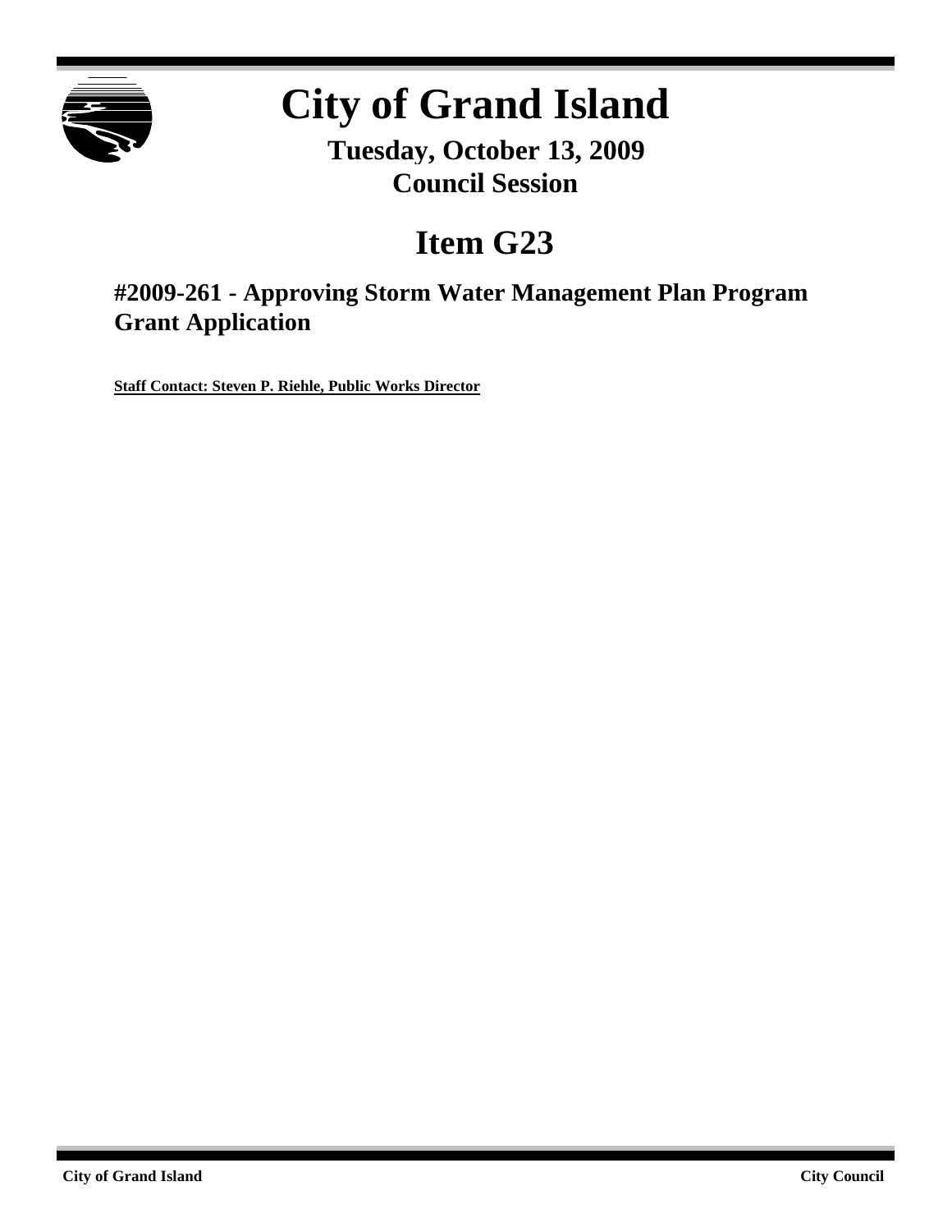# City of Grand Island

**Tuesday, October 13, 2009**
**Council Session**

# Item G23

## #2009-261 - Approving Storm Water Management Plan Program Grant Application

**Staff Contact: Steven P. Riehle, Public Works Director**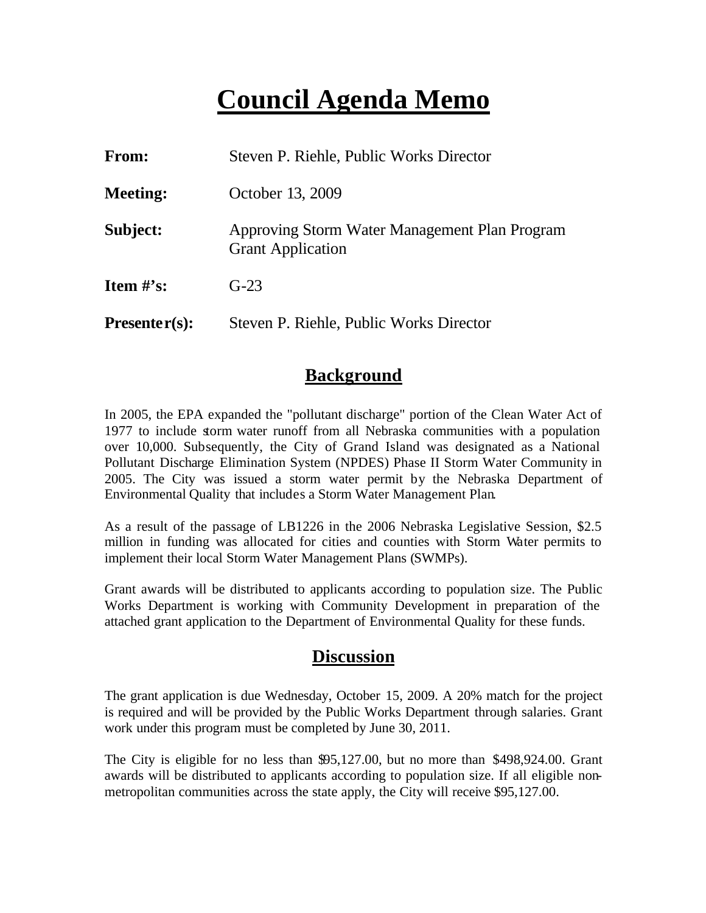# Council Agenda Memo

| | |
|---|---|
| **From:** | Steven P. Riehle, Public Works Director |
| **Meeting:** | October 13, 2009 |
| **Subject:** | Approving Storm Water Management Plan Program Grant Application |
| **Item #'s:** | G-23 |
| **Presenter(s):** | Steven P. Riehle, Public Works Director |

## Background

In 2005, the EPA expanded the "pollutant discharge" portion of the Clean Water Act of 1977 to include storm water runoff from all Nebraska communities with a population over 10,000. Subsequently, the City of Grand Island was designated as a National Pollutant Discharge Elimination System (NPDES) Phase II Storm Water Community in 2005. The City was issued a storm water permit by the Nebraska Department of Environmental Quality that includes a Storm Water Management Plan.

As a result of the passage of LB1226 in the 2006 Nebraska Legislative Session, $2.5 million in funding was allocated for cities and counties with Storm Water permits to implement their local Storm Water Management Plans (SWMPs).

Grant awards will be distributed to applicants according to population size. The Public Works Department is working with Community Development in preparation of the attached grant application to the Department of Environmental Quality for these funds.

## Discussion

The grant application is due Wednesday, October 15, 2009. A 20% match for the project is required and will be provided by the Public Works Department through salaries. Grant work under this program must be completed by June 30, 2011.

The City is eligible for no less than $95,127.00, but no more than $498,924.00. Grant awards will be distributed to applicants according to population size. If all eligible non-metropolitan communities across the state apply, the City will receive $95,127.00.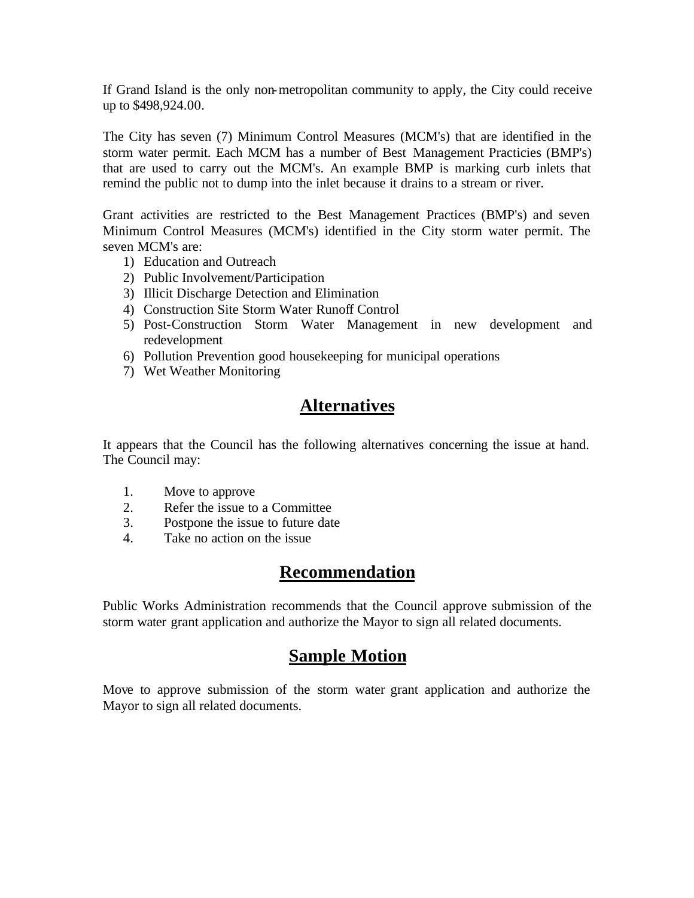If Grand Island is the only non-metropolitan community to apply, the City could receive up to $498,924.00.

The City has seven (7) Minimum Control Measures (MCM's) that are identified in the storm water permit. Each MCM has a number of Best Management Practicies (BMP's) that are used to carry out the MCM's. An example BMP is marking curb inlets that remind the public not to dump into the inlet because it drains to a stream or river.

Grant activities are restricted to the Best Management Practices (BMP's) and seven Minimum Control Measures (MCM's) identified in the City storm water permit. The seven MCM's are:

1) Education and Outreach
2) Public Involvement/Participation
3) Illicit Discharge Detection and Elimination
4) Construction Site Storm Water Runoff Control
5) Post-Construction Storm Water Management in new development and redevelopment
6) Pollution Prevention good housekeeping for municipal operations
7) Wet Weather Monitoring

## Alternatives

It appears that the Council has the following alternatives concerning the issue at hand. The Council may:

1. Move to approve
2. Refer the issue to a Committee
3. Postpone the issue to future date
4. Take no action on the issue

## Recommendation

Public Works Administration recommends that the Council approve submission of the storm water grant application and authorize the Mayor to sign all related documents.

## Sample Motion

Move to approve submission of the storm water grant application and authorize the Mayor to sign all related documents.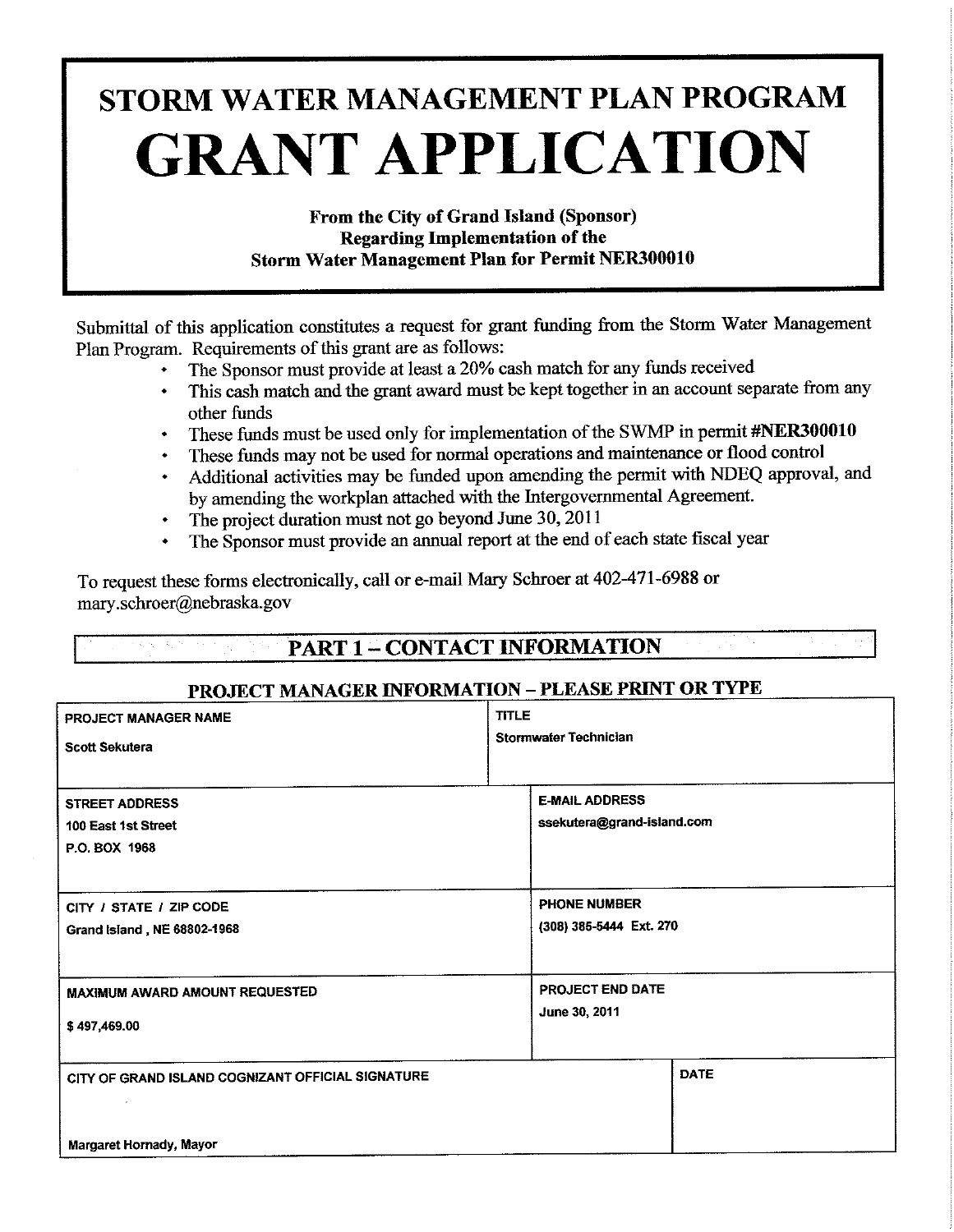# STORM WATER MANAGEMENT PLAN PROGRAM

# GRANT APPLICATION

**From the City of Grand Island (Sponsor)**
**Regarding Implementation of the**
**Storm Water Management Plan for Permit NER300010**

Submittal of this application constitutes a request for grant funding from the Storm Water Management Plan Program. Requirements of this grant are as follows:

- The Sponsor must provide at least a 20% cash match for any funds received
- This cash match and the grant award must be kept together in an account separate from any other funds
- These funds must be used only for implementation of the SWMP in permit **#NER300010**
- These funds may not be used for normal operations and maintenance or flood control
- Additional activities may be funded upon amending the permit with NDEQ approval, and by amending the workplan attached with the Intergovernmental Agreement.
- The project duration must not go beyond June 30, 2011
- The Sponsor must provide an annual report at the end of each state fiscal year

To request these forms electronically, call or e-mail Mary Schroer at 402-471-6988 or mary.schroer@nebraska.gov

## PART 1 – CONTACT INFORMATION

### PROJECT MANAGER INFORMATION – PLEASE PRINT OR TYPE

| PROJECT MANAGER NAME | TITLE |
|---|---|
| Scott Sekutera | Stormwater Technician |
| **STREET ADDRESS** | **E-MAIL ADDRESS** |
| 100 East 1st Street<br>P.O. BOX 1968 | ssekutera@grand-island.com |
| **CITY / STATE / ZIP CODE** | **PHONE NUMBER** |
| Grand Island , NE 68802-1968 | (308) 385-5444 Ext. 270 |
| **MAXIMUM AWARD AMOUNT REQUESTED** | **PROJECT END DATE** |
| $ 497,469.00 | June 30, 2011 |
| **CITY OF GRAND ISLAND COGNIZANT OFFICIAL SIGNATURE** | **DATE** |
| Margaret Hornady, Mayor | |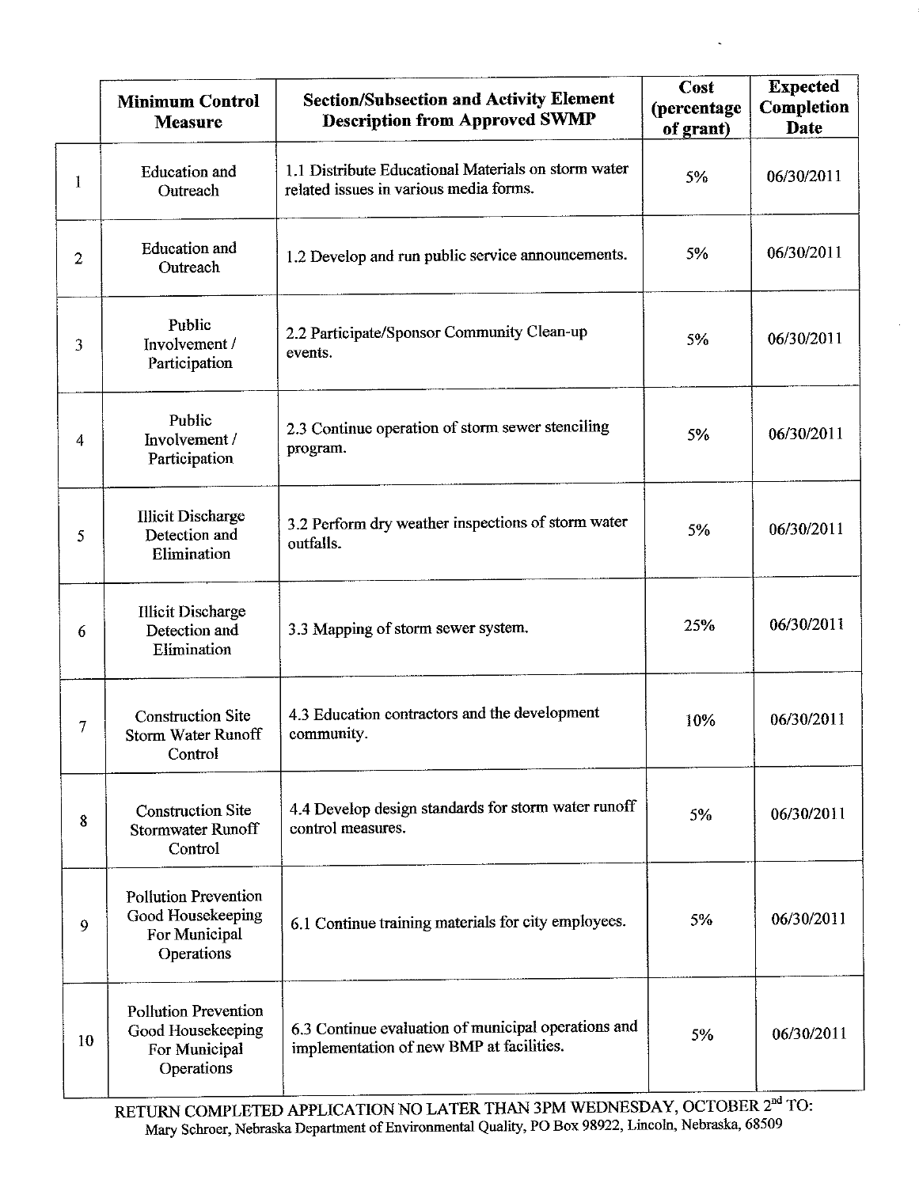| | Minimum Control Measure | Section/Subsection and Activity Element Description from Approved SWMP | Cost (percentage of grant) | Expected Completion Date |
|---|---|---|---|---|
| 1 | Education and Outreach | 1.1 Distribute Educational Materials on storm water related issues in various media forms. | 5% | 06/30/2011 |
| 2 | Education and Outreach | 1.2 Develop and run public service announcements. | 5% | 06/30/2011 |
| 3 | Public Involvement / Participation | 2.2 Participate/Sponsor Community Clean-up events. | 5% | 06/30/2011 |
| 4 | Public Involvement / Participation | 2.3 Continue operation of storm sewer stenciling program. | 5% | 06/30/2011 |
| 5 | Illicit Discharge Detection and Elimination | 3.2 Perform dry weather inspections of storm water outfalls. | 5% | 06/30/2011 |
| 6 | Illicit Discharge Detection and Elimination | 3.3 Mapping of storm sewer system. | 25% | 06/30/2011 |
| 7 | Construction Site Storm Water Runoff Control | 4.3 Education contractors and the development community. | 10% | 06/30/2011 |
| 8 | Construction Site Stormwater Runoff Control | 4.4 Develop design standards for storm water runoff control measures. | 5% | 06/30/2011 |
| 9 | Pollution Prevention Good Housekeeping For Municipal Operations | 6.1 Continue training materials for city employees. | 5% | 06/30/2011 |
| 10 | Pollution Prevention Good Housekeeping For Municipal Operations | 6.3 Continue evaluation of municipal operations and implementation of new BMP at facilities. | 5% | 06/30/2011 |

RETURN COMPLETED APPLICATION NO LATER THAN 3PM WEDNESDAY, OCTOBER 2nd TO:
Mary Schroer, Nebraska Department of Environmental Quality, PO Box 98922, Lincoln, Nebraska, 68509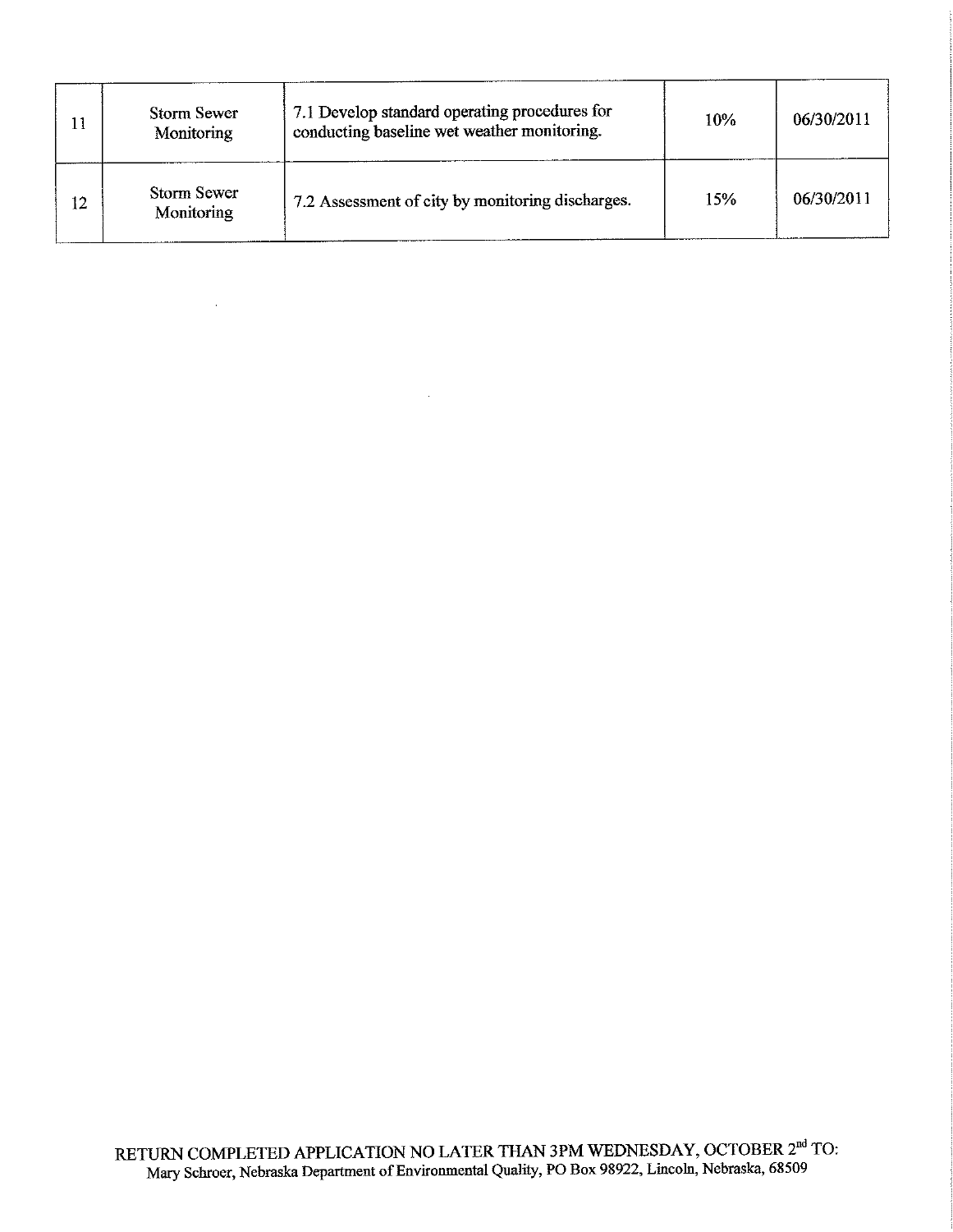| 11 | Storm Sewer Monitoring | 7.1 Develop standard operating procedures for conducting baseline wet weather monitoring. | 10% | 06/30/2011 |
|---|---|---|---|---|
| 12 | Storm Sewer Monitoring | 7.2 Assessment of city by monitoring discharges. | 15% | 06/30/2011 |

RETURN COMPLETED APPLICATION NO LATER THAN 3PM WEDNESDAY, OCTOBER 2nd TO:
Mary Schroer, Nebraska Department of Environmental Quality, PO Box 98922, Lincoln, Nebraska, 68509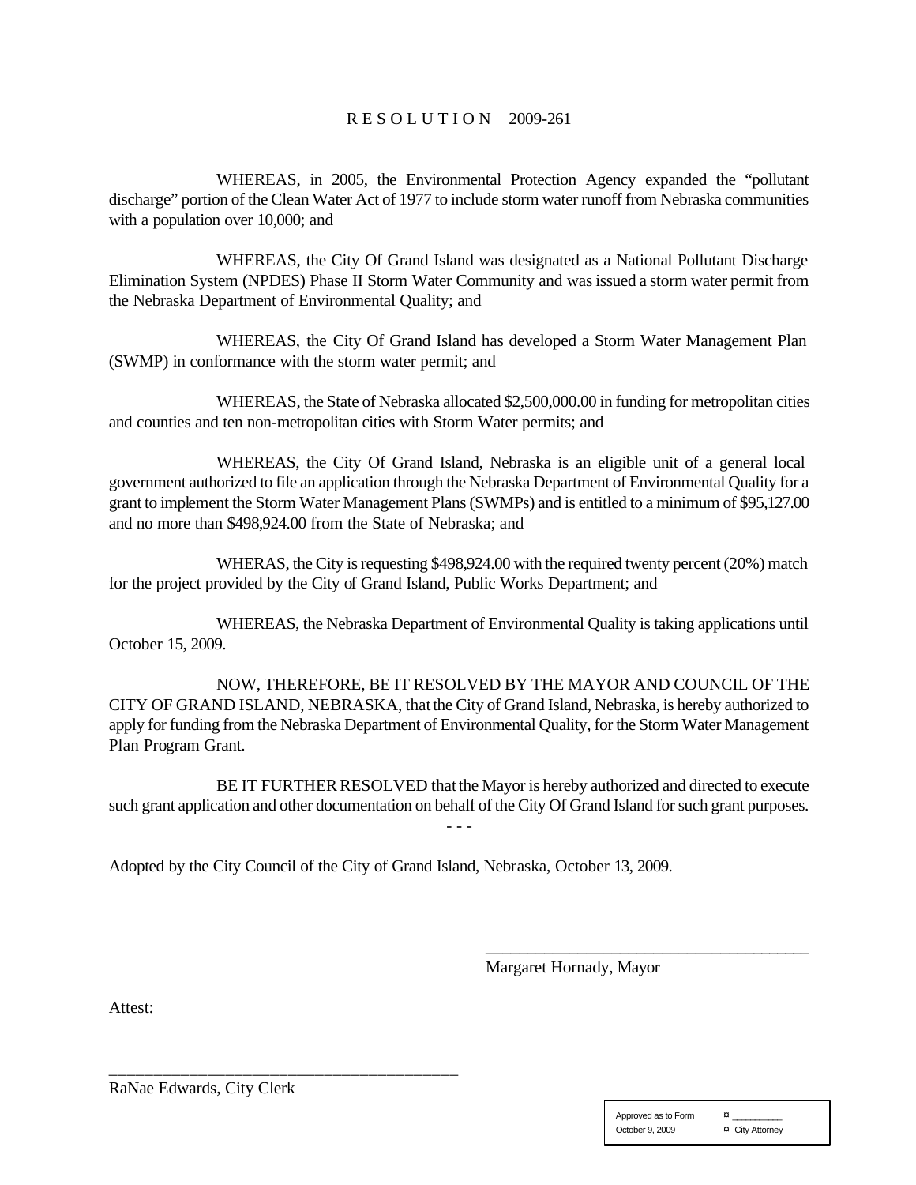# R E S O L U T I O N 2009-261

WHEREAS, in 2005, the Environmental Protection Agency expanded the "pollutant discharge" portion of the Clean Water Act of 1977 to include storm water runoff from Nebraska communities with a population over 10,000; and

WHEREAS, the City Of Grand Island was designated as a National Pollutant Discharge Elimination System (NPDES) Phase II Storm Water Community and was issued a storm water permit from the Nebraska Department of Environmental Quality; and

WHEREAS, the City Of Grand Island has developed a Storm Water Management Plan (SWMP) in conformance with the storm water permit; and

WHEREAS, the State of Nebraska allocated $2,500,000.00 in funding for metropolitan cities and counties and ten non-metropolitan cities with Storm Water permits; and

WHEREAS, the City Of Grand Island, Nebraska is an eligible unit of a general local government authorized to file an application through the Nebraska Department of Environmental Quality for a grant to implement the Storm Water Management Plans (SWMPs) and is entitled to a minimum of $95,127.00 and no more than $498,924.00 from the State of Nebraska; and

WHERAS, the City is requesting $498,924.00 with the required twenty percent (20%) match for the project provided by the City of Grand Island, Public Works Department; and

WHEREAS, the Nebraska Department of Environmental Quality is taking applications until October 15, 2009.

NOW, THEREFORE, BE IT RESOLVED BY THE MAYOR AND COUNCIL OF THE CITY OF GRAND ISLAND, NEBRASKA, that the City of Grand Island, Nebraska, is hereby authorized to apply for funding from the Nebraska Department of Environmental Quality, for the Storm Water Management Plan Program Grant.

BE IT FURTHER RESOLVED that the Mayor is hereby authorized and directed to execute such grant application and other documentation on behalf of the City Of Grand Island for such grant purposes.

- - -

Adopted by the City Council of the City of Grand Island, Nebraska, October 13, 2009.

_______________________________________

Margaret Hornady, Mayor

Attest:

_______________________________________

RaNae Edwards, City Clerk

| | |
|---|---|
| Approved as to Form | ¤ ___________ |
| October 9, 2009 | ¤ City Attorney |